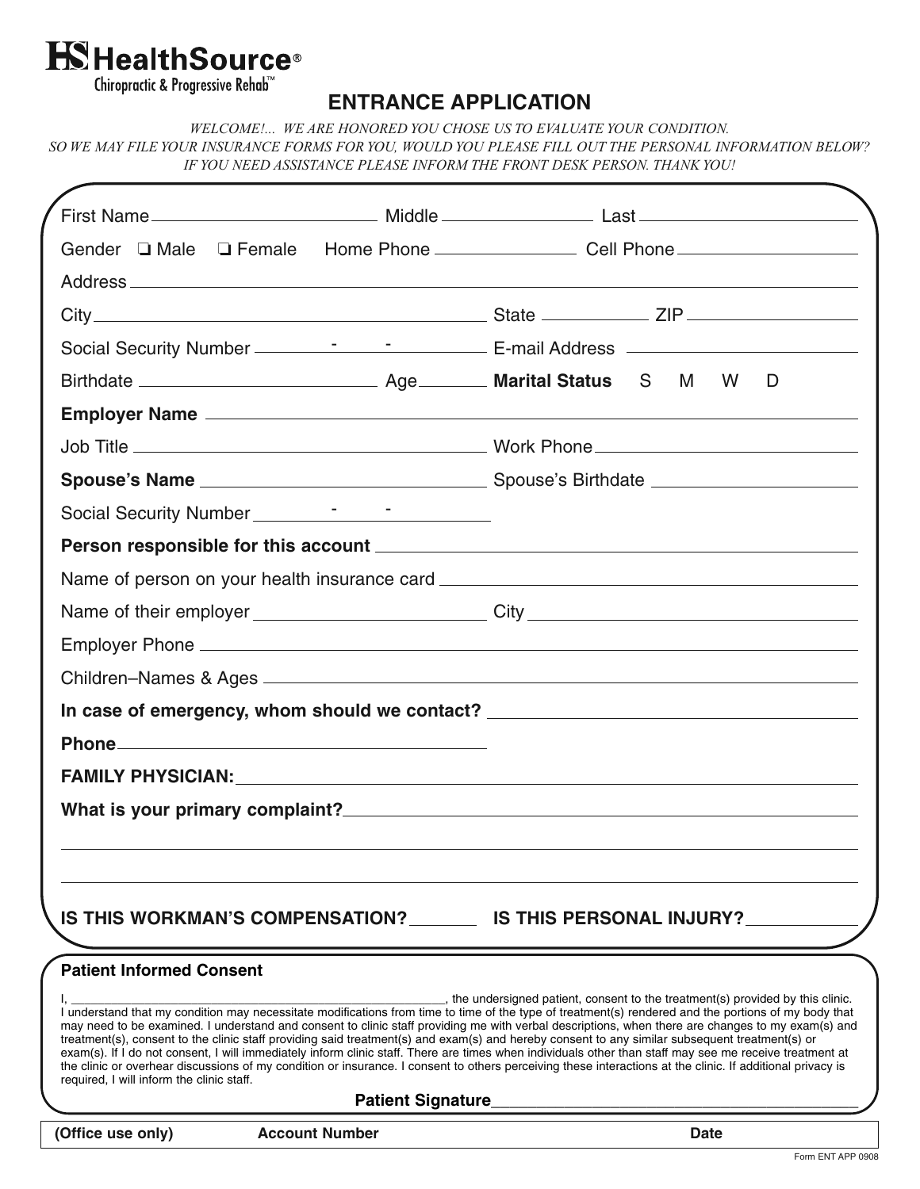**HealthSource®**
Chiropractic & Progressive Rehab™

# ENTRANCE APPLICATION

*WELCOME!... WE ARE HONORED YOU CHOSE US TO EVALUATE YOUR CONDITION.*
*SO WE MAY FILE YOUR INSURANCE FORMS FOR YOU, WOULD YOU PLEASE FILL OUT THE PERSONAL INFORMATION BELOW?*
*IF YOU NEED ASSISTANCE PLEASE INFORM THE FRONT DESK PERSON. THANK YOU!*

First Name ____________ Middle ____________ Last ____________

Gender ❑ Male ❑ Female Home Phone ____________ Cell Phone ____________

Address ____________

City ____________ State ____________ ZIP ____________

Social Security Number ____ - ____ - ____ E-mail Address ____________

Birthdate ____________ Age ______ **Marital Status** S M W D

**Employer Name** ____________

Job Title ____________ Work Phone ____________

**Spouse's Name** ____________ Spouse's Birthdate ____________

Social Security Number ____ - ____ - ____

**Person responsible for this account** ____________

Name of person on your health insurance card ____________

Name of their employer ____________ City ____________

Employer Phone ____________

Children–Names & Ages ____________

**In case of emergency, whom should we contact?** ____________

**Phone** ____________

**FAMILY PHYSICIAN:** ____________

**What is your primary complaint?** ____________

____________

____________

**IS THIS WORKMAN'S COMPENSATION?** ______ **IS THIS PERSONAL INJURY?** ______

**Patient Informed Consent**

I, ____________________, the undersigned patient, consent to the treatment(s) provided by this clinic. I understand that my condition may necessitate modifications from time to time of the type of treatment(s) rendered and the portions of my body that may need to be examined. I understand and consent to clinic staff providing me with verbal descriptions, when there are changes to my exam(s) and treatment(s), consent to the clinic staff providing said treatment(s) and exam(s) and hereby consent to any similar subsequent treatment(s) or exam(s). If I do not consent, I will immediately inform clinic staff. There are times when individuals other than staff may see me receive treatment at the clinic or overhear discussions of my condition or insurance. I consent to others perceiving these interactions at the clinic. If additional privacy is required, I will inform the clinic staff.

**Patient Signature** ____________________

| **(Office use only)** | **Account Number** | **Date** |
|---|---|---|
| | | |

Form ENT APP 0908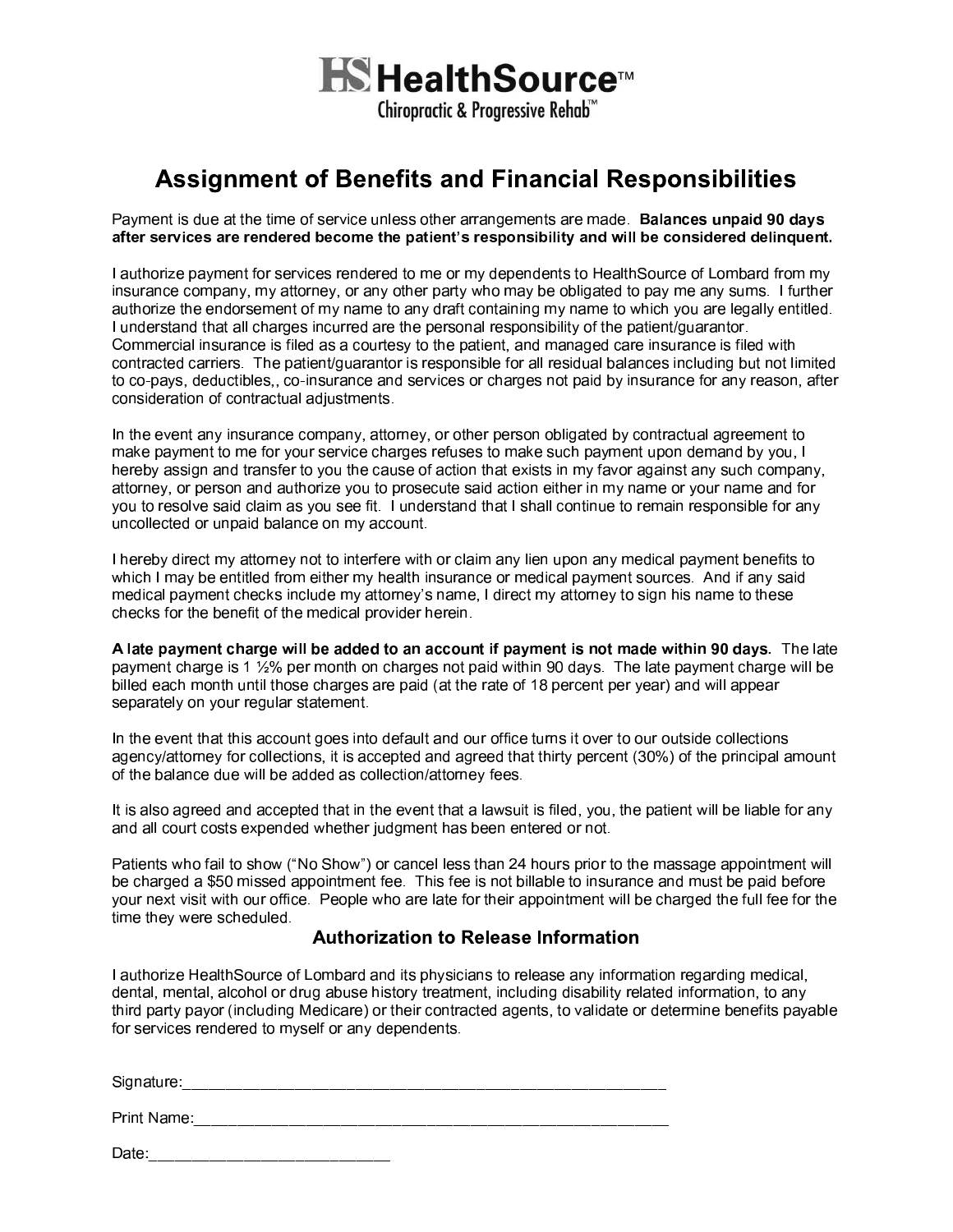**HealthSource™**
Chiropractic & Progressive Rehab™

# Assignment of Benefits and Financial Responsibilities

Payment is due at the time of service unless other arrangements are made. **Balances unpaid 90 days after services are rendered become the patient's responsibility and will be considered delinquent.**

I authorize payment for services rendered to me or my dependents to HealthSource of Lombard from my insurance company, my attorney, or any other party who may be obligated to pay me any sums. I further authorize the endorsement of my name to any draft containing my name to which you are legally entitled. I understand that all charges incurred are the personal responsibility of the patient/guarantor. Commercial insurance is filed as a courtesy to the patient, and managed care insurance is filed with contracted carriers. The patient/guarantor is responsible for all residual balances including but not limited to co-pays, deductibles,, co-insurance and services or charges not paid by insurance for any reason, after consideration of contractual adjustments.

In the event any insurance company, attorney, or other person obligated by contractual agreement to make payment to me for your service charges refuses to make such payment upon demand by you, I hereby assign and transfer to you the cause of action that exists in my favor against any such company, attorney, or person and authorize you to prosecute said action either in my name or your name and for you to resolve said claim as you see fit. I understand that I shall continue to remain responsible for any uncollected or unpaid balance on my account.

I hereby direct my attorney not to interfere with or claim any lien upon any medical payment benefits to which I may be entitled from either my health insurance or medical payment sources. And if any said medical payment checks include my attorney's name, I direct my attorney to sign his name to these checks for the benefit of the medical provider herein.

**A late payment charge will be added to an account if payment is not made within 90 days.** The late payment charge is 1 ½% per month on charges not paid within 90 days. The late payment charge will be billed each month until those charges are paid (at the rate of 18 percent per year) and will appear separately on your regular statement.

In the event that this account goes into default and our office turns it over to our outside collections agency/attorney for collections, it is accepted and agreed that thirty percent (30%) of the principal amount of the balance due will be added as collection/attorney fees.

It is also agreed and accepted that in the event that a lawsuit is filed, you, the patient will be liable for any and all court costs expended whether judgment has been entered or not.

Patients who fail to show ("No Show") or cancel less than 24 hours prior to the massage appointment will be charged a $50 missed appointment fee. This fee is not billable to insurance and must be paid before your next visit with our office. People who are late for their appointment will be charged the full fee for the time they were scheduled.

## Authorization to Release Information

I authorize HealthSource of Lombard and its physicians to release any information regarding medical, dental, mental, alcohol or drug abuse history treatment, including disability related information, to any third party payor (including Medicare) or their contracted agents, to validate or determine benefits payable for services rendered to myself or any dependents.

Signature:_______________________________________________________

Print Name:_____________________________________________________

Date:___________________________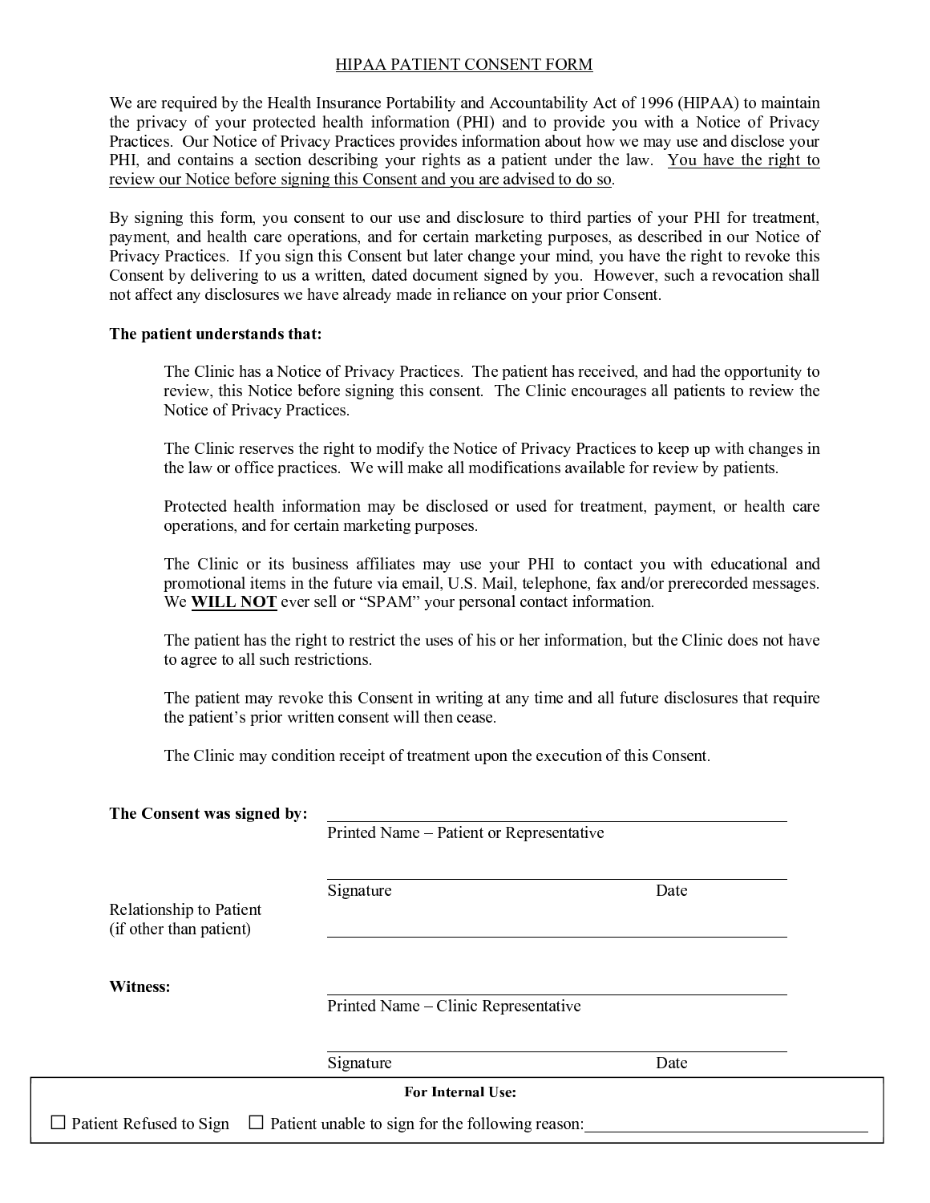# HIPAA PATIENT CONSENT FORM

We are required by the Health Insurance Portability and Accountability Act of 1996 (HIPAA) to maintain the privacy of your protected health information (PHI) and to provide you with a Notice of Privacy Practices. Our Notice of Privacy Practices provides information about how we may use and disclose your PHI, and contains a section describing your rights as a patient under the law. <u>You have the right to review our Notice before signing this Consent and you are advised to do so</u>.

By signing this form, you consent to our use and disclosure to third parties of your PHI for treatment, payment, and health care operations, and for certain marketing purposes, as described in our Notice of Privacy Practices. If you sign this Consent but later change your mind, you have the right to revoke this Consent by delivering to us a written, dated document signed by you. However, such a revocation shall not affect any disclosures we have already made in reliance on your prior Consent.

**The patient understands that:**

The Clinic has a Notice of Privacy Practices. The patient has received, and had the opportunity to review, this Notice before signing this consent. The Clinic encourages all patients to review the Notice of Privacy Practices.

The Clinic reserves the right to modify the Notice of Privacy Practices to keep up with changes in the law or office practices. We will make all modifications available for review by patients.

Protected health information may be disclosed or used for treatment, payment, or health care operations, and for certain marketing purposes.

The Clinic or its business affiliates may use your PHI to contact you with educational and promotional items in the future via email, U.S. Mail, telephone, fax and/or prerecorded messages. We **<u>WILL NOT</u>** ever sell or "SPAM" your personal contact information.

The patient has the right to restrict the uses of his or her information, but the Clinic does not have to agree to all such restrictions.

The patient may revoke this Consent in writing at any time and all future disclosures that require the patient's prior written consent will then cease.

The Clinic may condition receipt of treatment upon the execution of this Consent.

**The Consent was signed by:** ______________________________________
Printed Name – Patient or Representative

______________________________________
Signature Date

Relationship to Patient (if other than patient) ______________________________________

**Witness:** ______________________________________
Printed Name – Clinic Representative

______________________________________
Signature Date

**For Internal Use:**

☐ Patient Refused to Sign ☐ Patient unable to sign for the following reason: ______________________________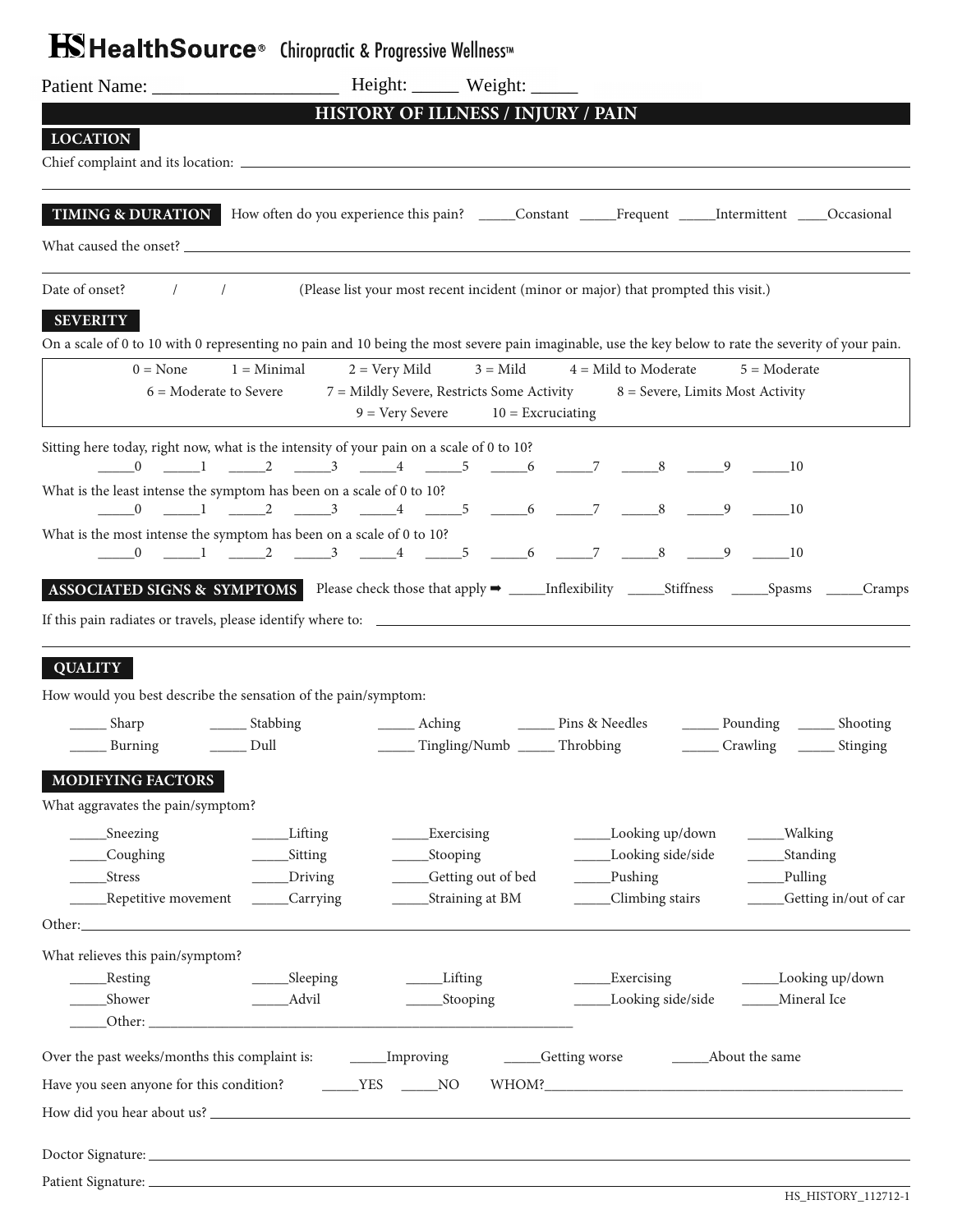# HealthSource® Chiropractic & Progressive Wellness™

Patient Name: ____________________ Height: _____ Weight: _____

## HISTORY OF ILLNESS / INJURY / PAIN

### LOCATION

Chief complaint and its location: ______________________________________________

______________________________________________

### TIMING & DURATION

How often do you experience this pain? _____Constant _____Frequent _____Intermittent ____Occasional

What caused the onset? ______________________________________________

______________________________________________

Date of onset? / / (Please list your most recent incident (minor or major) that prompted this visit.)

### SEVERITY

On a scale of 0 to 10 with 0 representing no pain and 10 being the most severe pain imaginable, use the key below to rate the severity of your pain.

| | | | | | |
|---|---|---|---|---|---|
| 0 = None | 1 = Minimal | 2 = Very Mild | 3 = Mild | 4 = Mild to Moderate | 5 = Moderate |
| 6 = Moderate to Severe | 7 = Mildly Severe, Restricts Some Activity | 8 = Severe, Limits Most Activity | | | |
| 9 = Very Severe | 10 = Excruciating | | | | |

Sitting here today, right now, what is the intensity of your pain on a scale of 0 to 10?
_____0 _____1 _____2 _____3 _____4 _____5 _____6 _____7 _____8 _____9 _____10

What is the least intense the symptom has been on a scale of 0 to 10?
_____0 _____1 _____2 _____3 _____4 _____5 _____6 _____7 _____8 _____9 _____10

What is the most intense the symptom has been on a scale of 0 to 10?
_____0 _____1 _____2 _____3 _____4 _____5 _____6 _____7 _____8 _____9 _____10

### ASSOCIATED SIGNS & SYMPTOMS

Please check those that apply ➡ _____Inflexibility _____Stiffness _____Spasms _____Cramps

If this pain radiates or travels, please identify where to: ______________________________________________

______________________________________________

### QUALITY

How would you best describe the sensation of the pain/symptom:

_____ Sharp _____ Stabbing _____ Aching _____ Pins & Needles _____ Pounding _____ Shooting
_____ Burning _____ Dull _____ Tingling/Numb _____ Throbbing _____ Crawling _____ Stinging

### MODIFYING FACTORS

What aggravates the pain/symptom?

_____Sneezing _____Lifting _____Exercising _____Looking up/down _____Walking
_____Coughing _____Sitting _____Stooping _____Looking side/side _____Standing
_____Stress _____Driving _____Getting out of bed _____Pushing _____Pulling
_____Repetitive movement _____Carrying _____Straining at BM _____Climbing stairs _____Getting in/out of car

Other: ______________________________________________

What relieves this pain/symptom?

_____Resting _____Sleeping _____Lifting _____Exercising _____Looking up/down
_____Shower _____Advil _____Stooping _____Looking side/side _____Mineral Ice
_____Other: ______________________________________________

Over the past weeks/months this complaint is: _____Improving _____Getting worse _____About the same

Have you seen anyone for this condition? _____YES _____NO WHOM? ______________________________________________

How did you hear about us? ______________________________________________

Doctor Signature: ______________________________________________

Patient Signature: ______________________________________________

HS_HISTORY_112712-1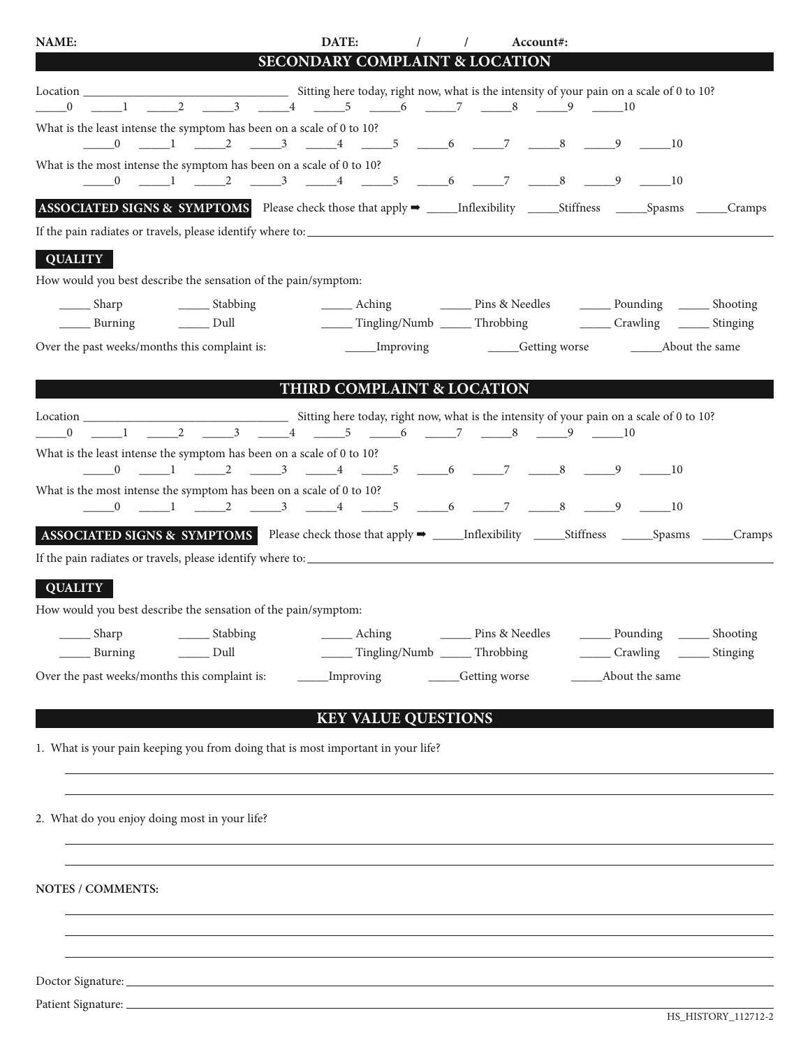**NAME:** **DATE:** / / **Account#:**

## SECONDARY COMPLAINT & LOCATION

Location ______________________________ Sitting here today, right now, what is the intensity of your pain on a scale of 0 to 10?
_____0 _____1 _____2 _____3 _____4 _____5 _____6 _____7 _____8 _____9 _____10

What is the least intense the symptom has been on a scale of 0 to 10?
_____0 _____1 _____2 _____3 _____4 _____5 _____6 _____7 _____8 _____9 _____10

What is the most intense the symptom has been on a scale of 0 to 10?
_____0 _____1 _____2 _____3 _____4 _____5 _____6 _____7 _____8 _____9 _____10

**ASSOCIATED SIGNS & SYMPTOMS** Please check those that apply ➡ _____Inflexibility _____Stiffness _____Spasms _____Cramps

If the pain radiates or travels, please identify where to: ______________________________

**QUALITY**

How would you best describe the sensation of the pain/symptom:

_____ Sharp _____ Stabbing _____ Aching _____ Pins & Needles _____ Pounding _____ Shooting
_____ Burning _____ Dull _____ Tingling/Numb _____ Throbbing _____ Crawling _____ Stinging

Over the past weeks/months this complaint is: _____Improving _____Getting worse _____About the same

## THIRD COMPLAINT & LOCATION

Location ______________________________ Sitting here today, right now, what is the intensity of your pain on a scale of 0 to 10?
_____0 _____1 _____2 _____3 _____4 _____5 _____6 _____7 _____8 _____9 _____10

What is the least intense the symptom has been on a scale of 0 to 10?
_____0 _____1 _____2 _____3 _____4 _____5 _____6 _____7 _____8 _____9 _____10

What is the most intense the symptom has been on a scale of 0 to 10?
_____0 _____1 _____2 _____3 _____4 _____5 _____6 _____7 _____8 _____9 _____10

**ASSOCIATED SIGNS & SYMPTOMS** Please check those that apply ➡ _____Inflexibility _____Stiffness _____Spasms _____Cramps

If the pain radiates or travels, please identify where to: ______________________________

**QUALITY**

How would you best describe the sensation of the pain/symptom:

_____ Sharp _____ Stabbing _____ Aching _____ Pins & Needles _____ Pounding _____ Shooting
_____ Burning _____ Dull _____ Tingling/Numb _____ Throbbing _____ Crawling _____ Stinging

Over the past weeks/months this complaint is: _____Improving _____Getting worse _____About the same

## KEY VALUE QUESTIONS

1. What is your pain keeping you from doing that is most important in your life?

______________________________

______________________________

2. What do you enjoy doing most in your life?

______________________________

______________________________

**NOTES / COMMENTS:**

______________________________

______________________________

______________________________

Doctor Signature: ______________________________

Patient Signature: ______________________________

HS_HISTORY_112712-2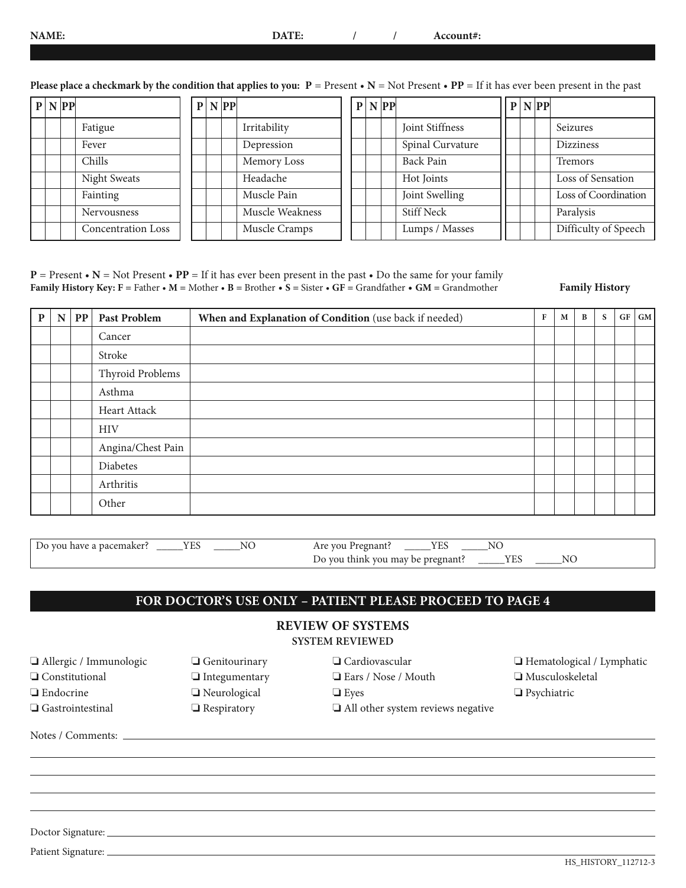**NAME:** **DATE:** / / **Account#:**

**Please place a checkmark by the condition that applies to you: P** = Present • **N** = Not Present • **PP** = If it has ever been present in the past

| P | N | PP | | P | N | PP | | P | N | PP | | P | N | PP | |
|---|---|---|---|---|---|---|---|---|---|---|---|---|---|---|---|
| | | | Fatigue | | | | Irritability | | | | Joint Stiffness | | | | Seizures |
| | | | Fever | | | | Depression | | | | Spinal Curvature | | | | Dizziness |
| | | | Chills | | | | Memory Loss | | | | Back Pain | | | | Tremors |
| | | | Night Sweats | | | | Headache | | | | Hot Joints | | | | Loss of Sensation |
| | | | Fainting | | | | Muscle Pain | | | | Joint Swelling | | | | Loss of Coordination |
| | | | Nervousness | | | | Muscle Weakness | | | | Stiff Neck | | | | Paralysis |
| | | | Concentration Loss | | | | Muscle Cramps | | | | Lumps / Masses | | | | Difficulty of Speech |

**P** = Present • **N** = Not Present • **PP** = If it has ever been present in the past • Do the same for your family
**Family History Key: F** = Father • **M** = Mother • **B** = Brother • **S** = Sister • **GF** = Grandfather • **GM** = Grandmother

**Family History**

| P | N | PP | Past Problem | When and Explanation of Condition (use back if needed) | F | M | B | S | GF | GM |
|---|---|---|---|---|---|---|---|---|---|---|
| | | | Cancer | | | | | | | |
| | | | Stroke | | | | | | | |
| | | | Thyroid Problems | | | | | | | |
| | | | Asthma | | | | | | | |
| | | | Heart Attack | | | | | | | |
| | | | HIV | | | | | | | |
| | | | Angina/Chest Pain | | | | | | | |
| | | | Diabetes | | | | | | | |
| | | | Arthritis | | | | | | | |
| | | | Other | | | | | | | |

Do you have a pacemaker? _____YES _____NO

Are you Pregnant? _____YES _____NO
Do you think you may be pregnant? _____YES _____NO

## FOR DOCTOR'S USE ONLY – PATIENT PLEASE PROCEED TO PAGE 4

### REVIEW OF SYSTEMS

**SYSTEM REVIEWED**

- ❏ Allergic / Immunologic
- ❏ Constitutional
- ❏ Endocrine
- ❏ Gastrointestinal
- ❏ Genitourinary
- ❏ Integumentary
- ❏ Neurological
- ❏ Respiratory
- ❏ Cardiovascular
- ❏ Ears / Nose / Mouth
- ❏ Eyes
- ❏ All other system reviews negative
- ❏ Hematological / Lymphatic
- ❏ Musculoskeletal
- ❏ Psychiatric

Notes / Comments: ____________________

Doctor Signature: ____________________

Patient Signature: ____________________

HS_HISTORY_112712-3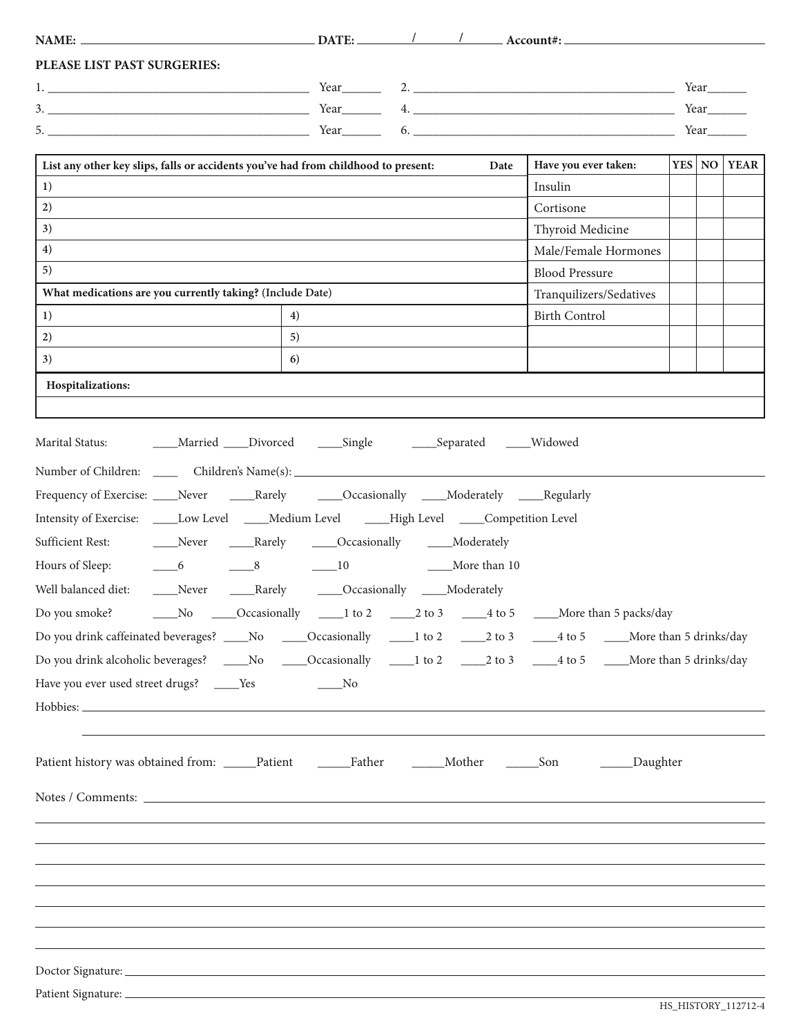**NAME:** ____________________ **DATE:** ____/____/____ **Account#:** ____________________

**PLEASE LIST PAST SURGERIES:**

1. ______________________________ Year______ 2. ______________________________ Year______
3. ______________________________ Year______ 4. ______________________________ Year______
5. ______________________________ Year______ 6. ______________________________ Year______

| List any other key slips, falls or accidents you've had from childhood to present: | | Date | Have you ever taken: | YES | NO | YEAR |
|---|---|---|---|---|---|---|
| 1) | | | Insulin | | | |
| 2) | | | Cortisone | | | |
| 3) | | | Thyroid Medicine | | | |
| 4) | | | Male/Female Hormones | | | |
| 5) | | | Blood Pressure | | | |
| **What medications are you currently taking? (Include Date)** | | | Tranquilizers/Sedatives | | | |
| 1) | 4) | | Birth Control | | | |
| 2) | 5) | | | | | |
| 3) | 6) | | | | | |

| Hospitalizations: |
|---|
| |

Marital Status: ____Married ____Divorced ____Single ____Separated ____Widowed

Number of Children: ____ Children's Name(s): ____________________

Frequency of Exercise: ____Never ____Rarely ____Occasionally ____Moderately ____Regularly

Intensity of Exercise: ____Low Level ____Medium Level ____High Level ____Competition Level

Sufficient Rest: ____Never ____Rarely ____Occasionally ____Moderately

Hours of Sleep: ____6 ____8 ____10 ____More than 10

Well balanced diet: ____Never ____Rarely ____Occasionally ____Moderately

Do you smoke? ____No ____Occasionally ____1 to 2 ____2 to 3 ____4 to 5 ____More than 5 packs/day

Do you drink caffeinated beverages? ____No ____Occasionally ____1 to 2 ____2 to 3 ____4 to 5 ____More than 5 drinks/day

Do you drink alcoholic beverages? ____No ____Occasionally ____1 to 2 ____2 to 3 ____4 to 5 ____More than 5 drinks/day

Have you ever used street drugs? ____Yes ____No

Hobbies: ____________________

Patient history was obtained from: _____Patient _____Father _____Mother _____Son _____Daughter

Notes / Comments: ____________________

Doctor Signature: ____________________

Patient Signature: ____________________

HS_HISTORY_112712-4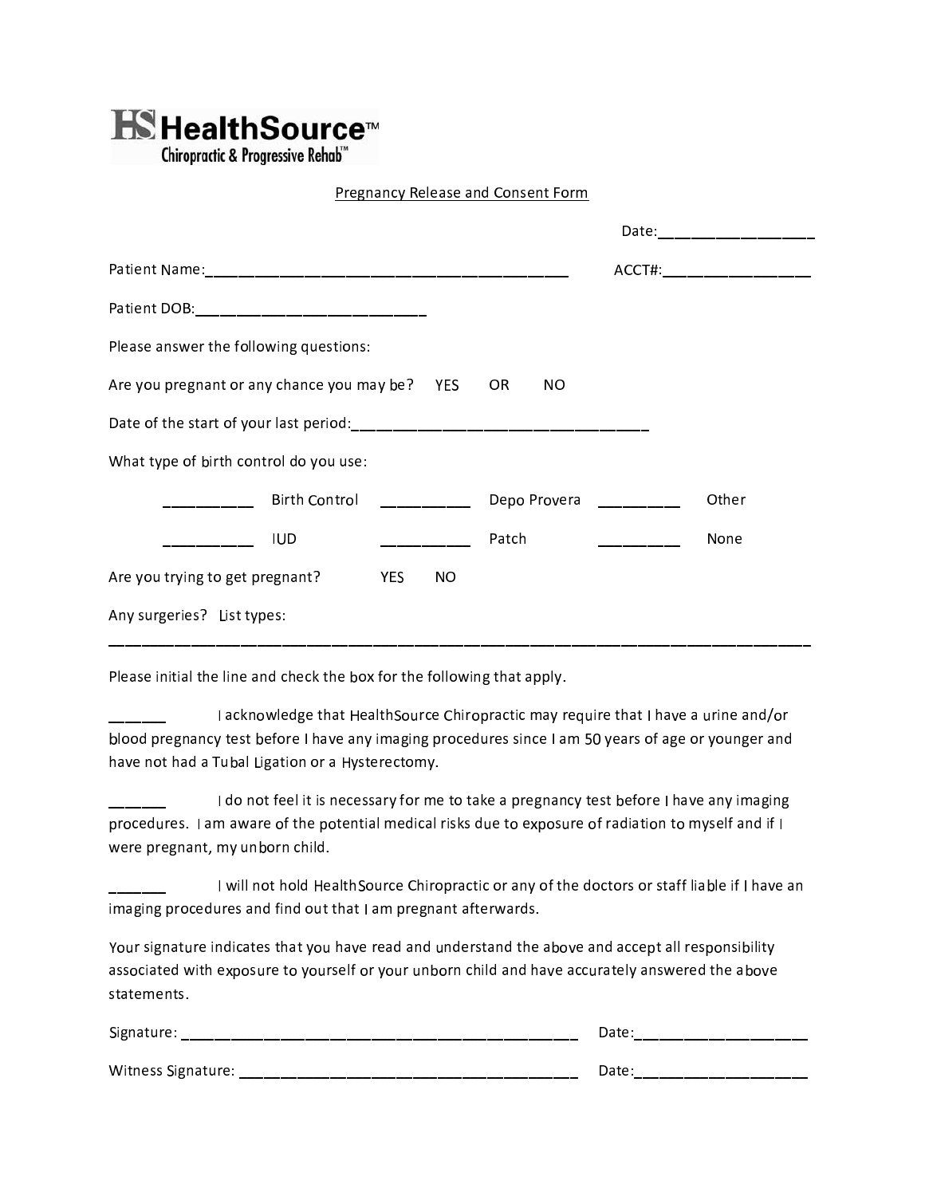HealthSource™
Chiropractic & Progressive Rehab™

## Pregnancy Release and Consent Form

Date:__________________

Patient Name:__________________________________________ ACCT#:_________________

Patient DOB:____________________________

Please answer the following questions:

Are you pregnant or any chance you may be? YES OR NO

Date of the start of your last period:__________________________________

What type of birth control do you use:

| | | | | | |
|---|---|---|---|---|---|
| __________ | Birth Control | __________ | Depo Provera | _________ | Other |
| __________ | IUD | __________ | Patch | _________ | None |

Are you trying to get pregnant? YES NO

Any surgeries? List types:

______________________________________________________________________________

Please initial the line and check the box for the following that apply.

______ I acknowledge that HealthSource Chiropractic may require that I have a urine and/or blood pregnancy test before I have any imaging procedures since I am 50 years of age or younger and have not had a Tubal Ligation or a Hysterectomy.

______ I do not feel it is necessary for me to take a pregnancy test before I have any imaging procedures. I am aware of the potential medical risks due to exposure of radiation to myself and if I were pregnant, my unborn child.

______ I will not hold HealthSource Chiropractic or any of the doctors or staff liable if I have an imaging procedures and find out that I am pregnant afterwards.

Your signature indicates that you have read and understand the above and accept all responsibility associated with exposure to yourself or your unborn child and have accurately answered the above statements.

Signature: ________________________________________________ Date:___________________

Witness Signature: ________________________________________ Date:___________________